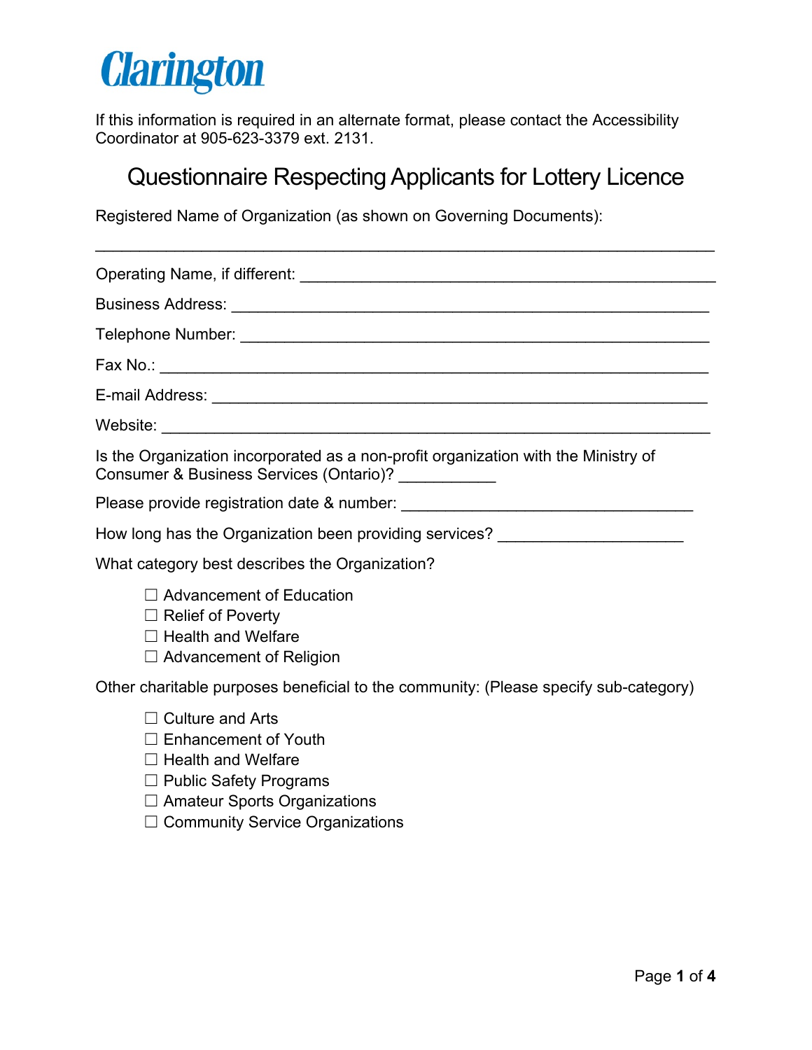Clarington

If this information is required in an alternate format, please contact the Accessibility Coordinator at 905-623-3379 ext. 2131.

# Questionnaire Respecting Applicants for Lottery Licence

Registered Name of Organization (as shown on Governing Documents):

_______________________________________________________________

Operating Name, if different: ___________________________________

Business Address: ___________________________________________

Telephone Number: __________________________________________

Fax No.: ___________________________________________________

E-mail Address: _____________________________________________

Website: ___________________________________________________

Is the Organization incorporated as a non-profit organization with the Ministry of Consumer & Business Services (Ontario)? ___________

Please provide registration date & number: _________________________

How long has the Organization been providing services? _______________

What category best describes the Organization?

- ☐ Advancement of Education
- ☐ Relief of Poverty
- ☐ Health and Welfare
- ☐ Advancement of Religion

Other charitable purposes beneficial to the community: (Please specify sub-category)

- ☐ Culture and Arts
- ☐ Enhancement of Youth
- ☐ Health and Welfare
- ☐ Public Safety Programs
- ☐ Amateur Sports Organizations
- ☐ Community Service Organizations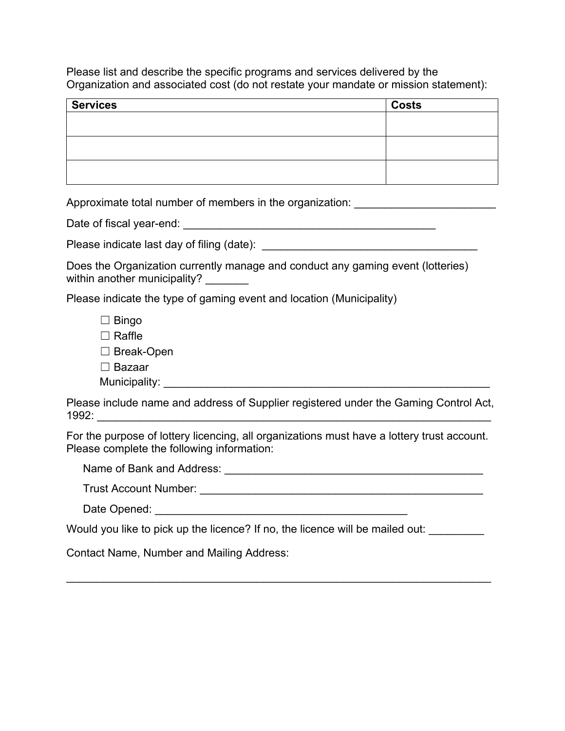Please list and describe the specific programs and services delivered by the Organization and associated cost (do not restate your mandate or mission statement):

| Services | Costs |
| --- | --- |
| | |
| | |
| | |

Approximate total number of members in the organization: _______________________

Date of fiscal year-end: ___________________________________________

Please indicate last day of filing (date): ____________________________________

Does the Organization currently manage and conduct any gaming event (lotteries) within another municipality? _______

Please indicate the type of gaming event and location (Municipality)

- ☐ Bingo
- ☐ Raffle
- ☐ Break-Open
- ☐ Bazaar

Municipality: _______________________________________________________

Please include name and address of Supplier registered under the Gaming Control Act, 1992: _________________________________________________________________

For the purpose of lottery licencing, all organizations must have a lottery trust account. Please complete the following information:

Name of Bank and Address: ___________________________________________

Trust Account Number: _______________________________________________

Date Opened: ___________________________________________

Would you like to pick up the licence? If no, the licence will be mailed out: _________

Contact Name, Number and Mailing Address:

_________________________________________________________________________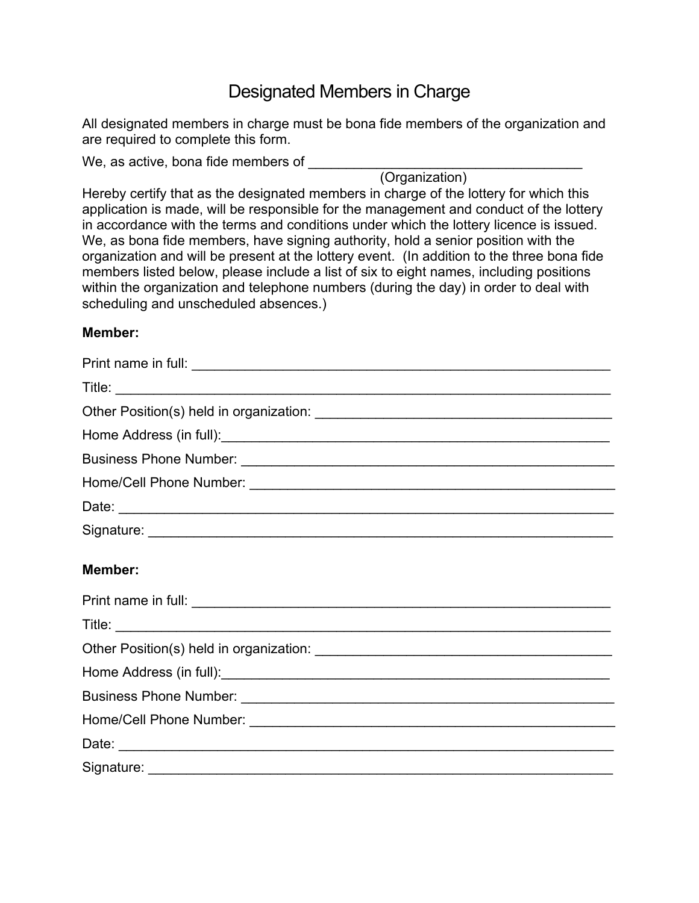# Designated Members in Charge

All designated members in charge must be bona fide members of the organization and are required to complete this form.

We, as active, bona fide members of _____________________________________
(Organization)

Hereby certify that as the designated members in charge of the lottery for which this application is made, will be responsible for the management and conduct of the lottery in accordance with the terms and conditions under which the lottery licence is issued. We, as bona fide members, have signing authority, hold a senior position with the organization and will be present at the lottery event. (In addition to the three bona fide members listed below, please include a list of six to eight names, including positions within the organization and telephone numbers (during the day) in order to deal with scheduling and unscheduled absences.)

**Member:**

Print name in full: _______________________________________________________

Title: ________________________________________________________________

Other Position(s) held in organization: _____________________________________

Home Address (in full):___________________________________________________

Business Phone Number: _________________________________________________

Home/Cell Phone Number: ________________________________________________

Date: ________________________________________________________________

Signature: _____________________________________________________________

**Member:**

Print name in full: _______________________________________________________

Title: ________________________________________________________________

Other Position(s) held in organization: _____________________________________

Home Address (in full):___________________________________________________

Business Phone Number: _________________________________________________

Home/Cell Phone Number: ________________________________________________

Date: ________________________________________________________________

Signature: _____________________________________________________________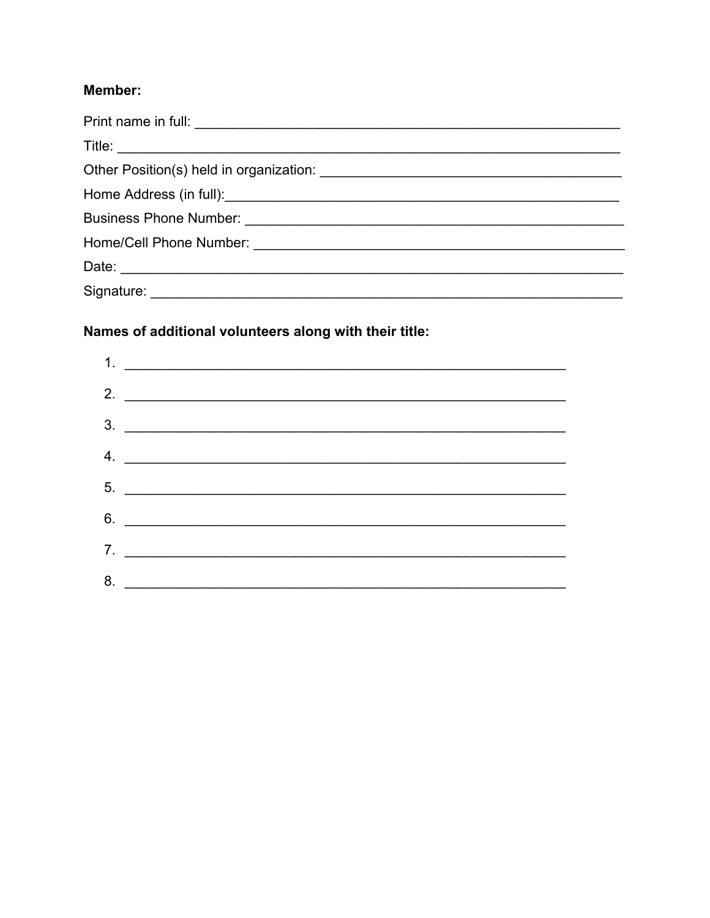**Member:**

Print name in full: ___________________________________________________________

Title: _______________________________________________________________________

Other Position(s) held in organization: ____________________________________________

Home Address (in full):______________________________________________________

Business Phone Number: _____________________________________________________

Home/Cell Phone Number: ____________________________________________________

Date: _______________________________________________________________________

Signature: ___________________________________________________________________

**Names of additional volunteers along with their title:**

1. ___________________________________________________________
2. ___________________________________________________________
3. ___________________________________________________________
4. ___________________________________________________________
5. ___________________________________________________________
6. ___________________________________________________________
7. ___________________________________________________________
8. ___________________________________________________________